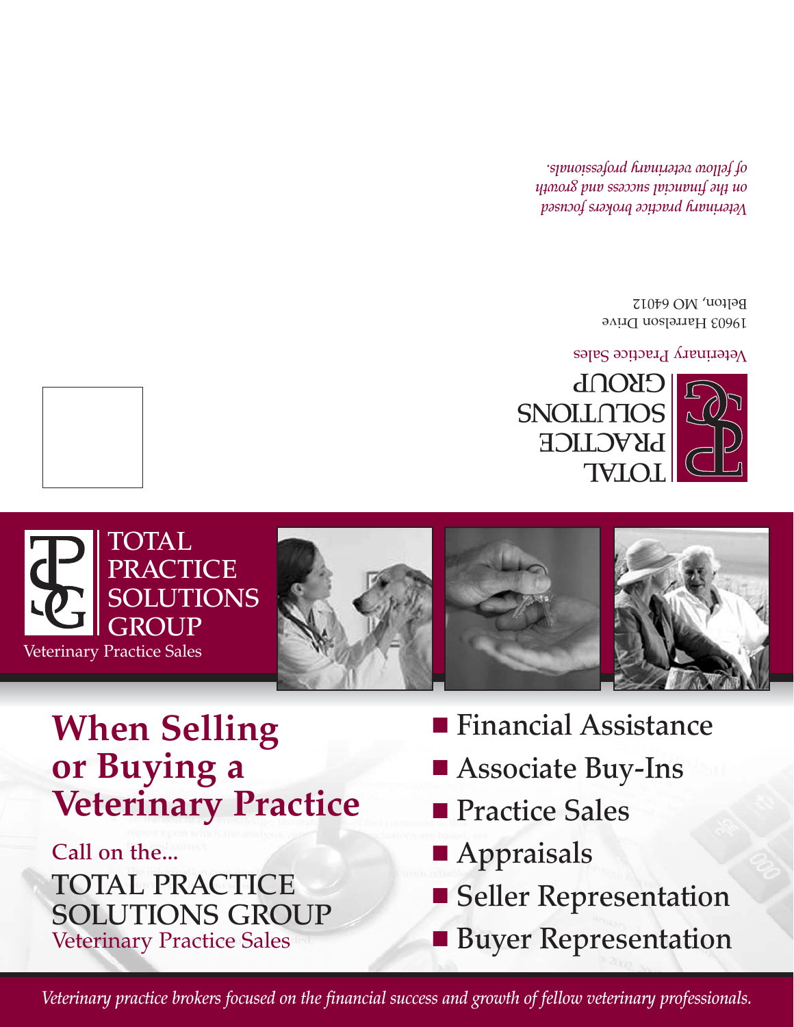TOTAL PRACTICE SOLUTIONS GROUP

Veterinary Practice Sales

19603 Harrelson Drive
Belton, MO 64012

*Veterinary practice brokers focused on the financial success and growth of fellow veterinary professionals.*

TOTAL PRACTICE SOLUTIONS GROUP

Veterinary Practice Sales

# When Selling or Buying a Veterinary Practice

Call on the...

TOTAL PRACTICE SOLUTIONS GROUP

Veterinary Practice Sales

- Financial Assistance
- Associate Buy-Ins
- Practice Sales
- Appraisals
- Seller Representation
- Buyer Representation

*Veterinary practice brokers focused on the financial success and growth of fellow veterinary professionals.*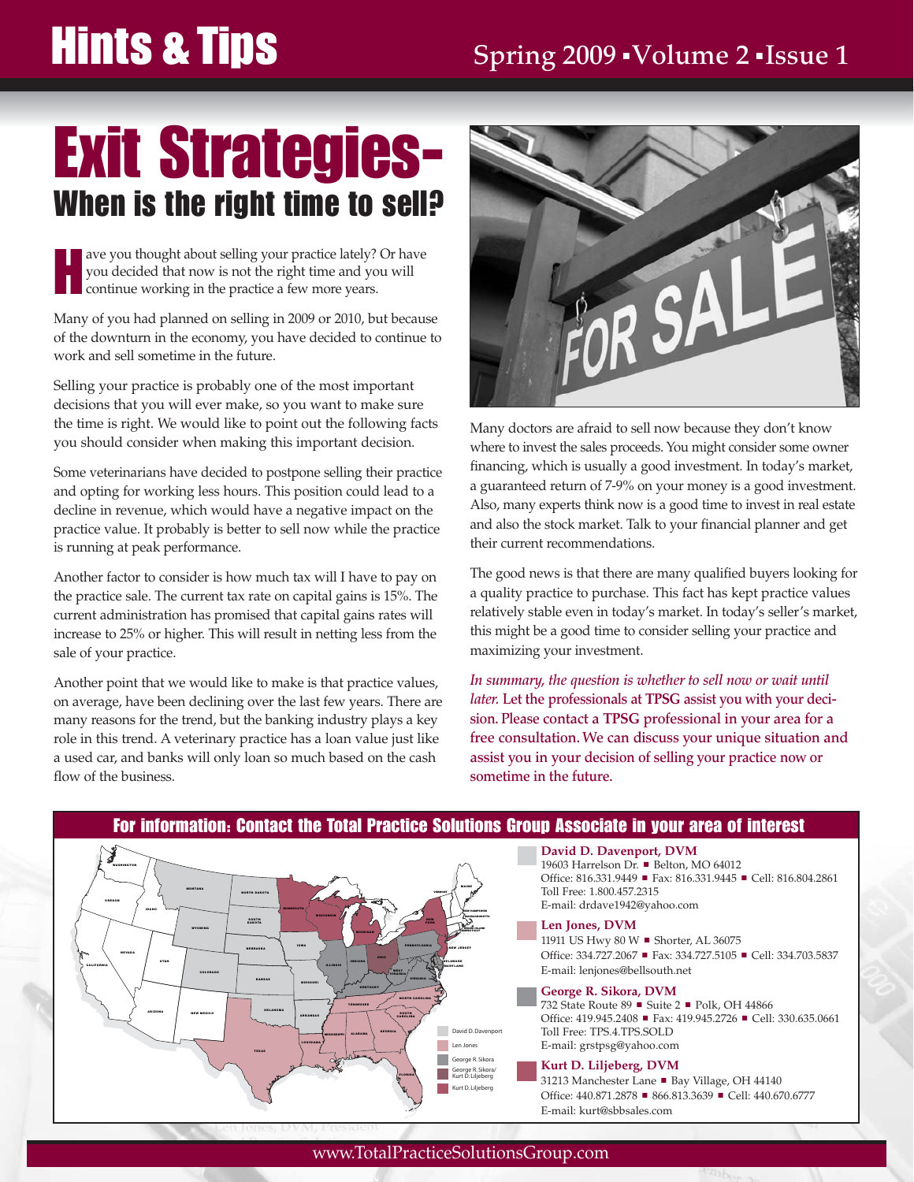# Hints & Tips

Spring 2009 ▪ Volume 2 ▪ Issue 1

# Exit Strategies-

## When is the right time to sell?

Have you thought about selling your practice lately? Or have you decided that now is not the right time and you will continue working in the practice a few more years.

Many of you had planned on selling in 2009 or 2010, but because of the downturn in the economy, you have decided to continue to work and sell sometime in the future.

Selling your practice is probably one of the most important decisions that you will ever make, so you want to make sure the time is right. We would like to point out the following facts you should consider when making this important decision.

Some veterinarians have decided to postpone selling their practice and opting for working less hours. This position could lead to a decline in revenue, which would have a negative impact on the practice value. It probably is better to sell now while the practice is running at peak performance.

Another factor to consider is how much tax will I have to pay on the practice sale. The current tax rate on capital gains is 15%. The current administration has promised that capital gains rates will increase to 25% or higher. This will result in netting less from the sale of your practice.

Another point that we would like to make is that practice values, on average, have been declining over the last few years. There are many reasons for the trend, but the banking industry plays a key role in this trend. A veterinary practice has a loan value just like a used car, and banks will only loan so much based on the cash flow of the business.

Many doctors are afraid to sell now because they don't know where to invest the sales proceeds. You might consider some owner financing, which is usually a good investment. In today's market, a guaranteed return of 7-9% on your money is a good investment. Also, many experts think now is a good time to invest in real estate and also the stock market. Talk to your financial planner and get their current recommendations.

The good news is that there are many qualified buyers looking for a quality practice to purchase. This fact has kept practice values relatively stable even in today's market. In today's seller's market, this might be a good time to consider selling your practice and maximizing your investment.

*In summary, the question is whether to sell now or wait until later.* Let the professionals at **TPSG** assist you with your decision. Please contact a **TPSG** professional in your area for a free consultation. We can discuss your unique situation and assist you in your decision of selling your practice now or sometime in the future.

### For information: Contact the Total Practice Solutions Group Associate in your area of interest

David D. Davenport
Len Jones
George R. Sikora
George R. Sikora/ Kurt D. Liljeberg
Kurt D. Liljeberg

**David D. Davenport, DVM**
19603 Harrelson Dr. ▪ Belton, MO 64012
Office: 816.331.9449 ▪ Fax: 816.331.9445 ▪ Cell: 816.804.2861
Toll Free: 1.800.457.2315
E-mail: drdave1942@yahoo.com

**Len Jones, DVM**
11911 US Hwy 80 W ▪ Shorter, AL 36075
Office: 334.727.2067 ▪ Fax: 334.727.5105 ▪ Cell: 334.703.5837
E-mail: lenjones@bellsouth.net

**George R. Sikora, DVM**
732 State Route 89 ▪ Suite 2 ▪ Polk, OH 44866
Office: 419.945.2408 ▪ Fax: 419.945.2726 ▪ Cell: 330.635.0661
Toll Free: TPS.4.TPS.SOLD
E-mail: grstpsg@yahoo.com

**Kurt D. Liljeberg, DVM**
31213 Manchester Lane ▪ Bay Village, OH 44140
Office: 440.871.2878 ▪ 866.813.3639 ▪ Cell: 440.670.6777
E-mail: kurt@sbbsales.com

www.TotalPracticeSolutionsGroup.com